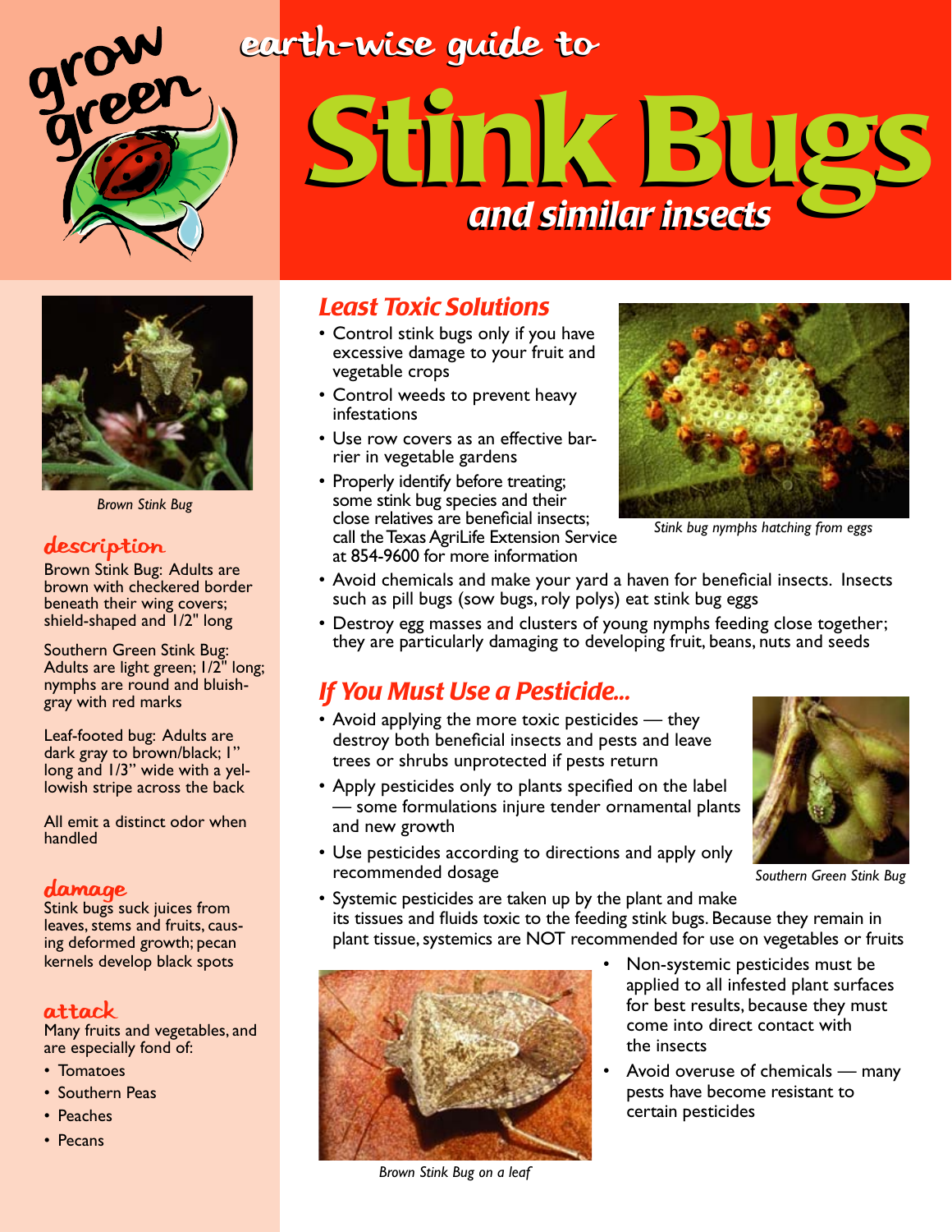grow green

# earth-wise guide to Stink Bugs

## *and similar insects*

Brown Stink Bug

## description

Brown Stink Bug: Adults are brown with checkered border beneath their wing covers; shield-shaped and 1/2" long

Southern Green Stink Bug: Adults are light green; 1/2" long; nymphs are round and bluish-gray with red marks

Leaf-footed bug: Adults are dark gray to brown/black; 1" long and 1/3" wide with a yellowish stripe across the back

All emit a distinct odor when handled

## damage

Stink bugs suck juices from leaves, stems and fruits, causing deformed growth; pecan kernels develop black spots

## attack

Many fruits and vegetables, and are especially fond of:

- Tomatoes
- Southern Peas
- Peaches
- Pecans

## *Least Toxic Solutions*

- Control stink bugs only if you have excessive damage to your fruit and vegetable crops
- Control weeds to prevent heavy infestations
- Use row covers as an effective barrier in vegetable gardens
- Properly identify before treating; some stink bug species and their close relatives are beneficial insects; call the Texas AgriLife Extension Service at 854-9600 for more information
- Avoid chemicals and make your yard a haven for beneficial insects. Insects such as pill bugs (sow bugs, roly polys) eat stink bug eggs
- Destroy egg masses and clusters of young nymphs feeding close together; they are particularly damaging to developing fruit, beans, nuts and seeds

*Stink bug nymphs hatching from eggs*

## *If You Must Use a Pesticide...*

- Avoid applying the more toxic pesticides — they destroy both beneficial insects and pests and leave trees or shrubs unprotected if pests return
- Apply pesticides only to plants specified on the label — some formulations injure tender ornamental plants and new growth
- Use pesticides according to directions and apply only recommended dosage
- Systemic pesticides are taken up by the plant and make its tissues and fluids toxic to the feeding stink bugs. Because they remain in plant tissue, systemics are NOT recommended for use on vegetables or fruits
- Non-systemic pesticides must be applied to all infested plant surfaces for best results, because they must come into direct contact with the insects
- Avoid overuse of chemicals — many pests have become resistant to certain pesticides

*Southern Green Stink Bug*

*Brown Stink Bug on a leaf*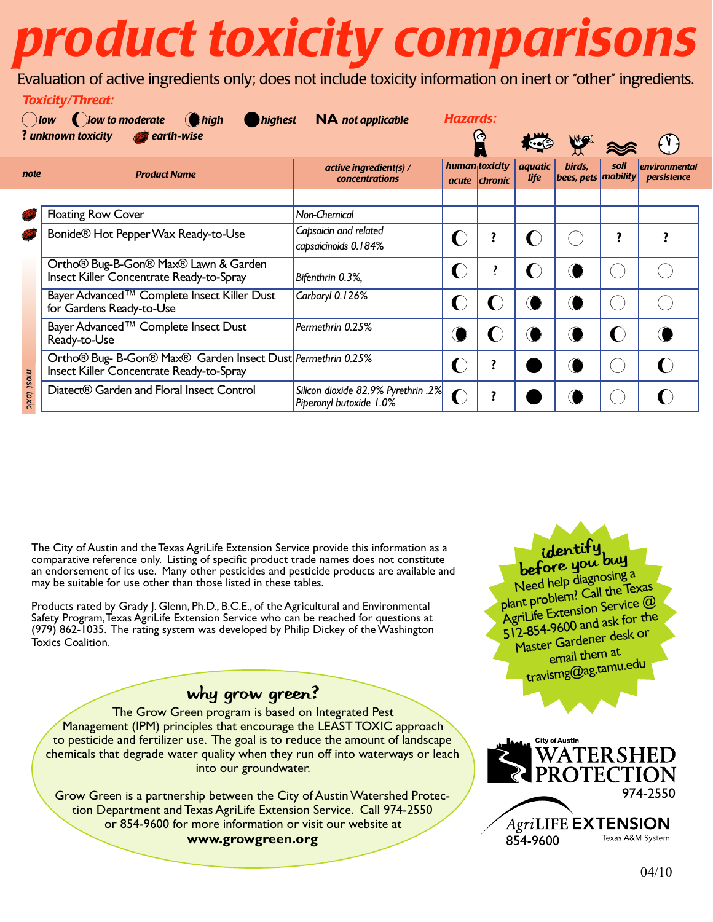# product toxicity comparisons

Evaluation of active ingredients only; does not include toxicity information on inert or "other" ingredients.

**Toxicity/Threat:**

◯ low ◐ low to moderate ◕ high ● highest **NA** not applicable
? unknown toxicity earth-wise

**Hazards:**

| note | Product Name | active ingredient(s) / concentrations | human toxicity acute | human toxicity chronic | aquatic life | birds, bees, pets | soil mobility | environmental persistence |
|---|---|---|---|---|---|---|---|---|
| earth-wise | Floating Row Cover | Non-Chemical | | | | | | |
| earth-wise | Bonide® Hot Pepper Wax Ready-to-Use | Capsaicin and related capsaicinoids 0.184% | low to moderate | ? | low to moderate | low | ? | ? |
| | Ortho® Bug-B-Gon® Max® Lawn & Garden Insect Killer Concentrate Ready-to-Spray | Bifenthrin 0.3%, | low to moderate | ? | low to moderate | high | low | low |
| | Bayer Advanced™ Complete Insect Killer Dust for Gardens Ready-to-Use | Carbaryl 0.126% | low to moderate | low to moderate | high | high | low | low |
| | Bayer Advanced™ Complete Insect Dust Ready-to-Use | Permethrin 0.25% | high | low to moderate | high | high | low to moderate | high |
| | Ortho® Bug- B-Gon® Max® Garden Insect Dust Insect Killer Concentrate Ready-to-Spray | Permethrin 0.25% | low to moderate | ? | highest | high | low | low to moderate |
| most toxic | Diatect® Garden and Floral Insect Control | Silicon dioxide 82.9% Pyrethrin .2% Piperonyl butoxide 1.0% | low to moderate | ? | highest | high | low | low to moderate |

The City of Austin and the Texas AgriLife Extension Service provide this information as a comparative reference only. Listing of specific product trade names does not constitute an endorsement of its use. Many other pesticides and pesticide products are available and may be suitable for use other than those listed in these tables.

Products rated by Grady J. Glenn, Ph.D., B.C.E., of the Agricultural and Environmental Safety Program, Texas AgriLife Extension Service who can be reached for questions at (979) 862-1035. The rating system was developed by Philip Dickey of the Washington Toxics Coalition.

**identify before you buy**

Need help diagnosing a plant problem? Call the Texas AgriLife Extension Service @ 512-854-9600 and ask for the Master Gardener desk or email them at travismg@ag.tamu.edu

## why grow green?

The Grow Green program is based on Integrated Pest Management (IPM) principles that encourage the LEAST TOXIC approach to pesticide and fertilizer use. The goal is to reduce the amount of landscape chemicals that degrade water quality when they run off into waterways or leach into our groundwater.

Grow Green is a partnership between the City of Austin Watershed Protection Department and Texas AgriLife Extension Service. Call 974-2550 or 854-9600 for more information or visit our website at **www.growgreen.org**

City of Austin WATERSHED PROTECTION 974-2550

AgriLIFE EXTENSION Texas A&M System 854-9600

04/10